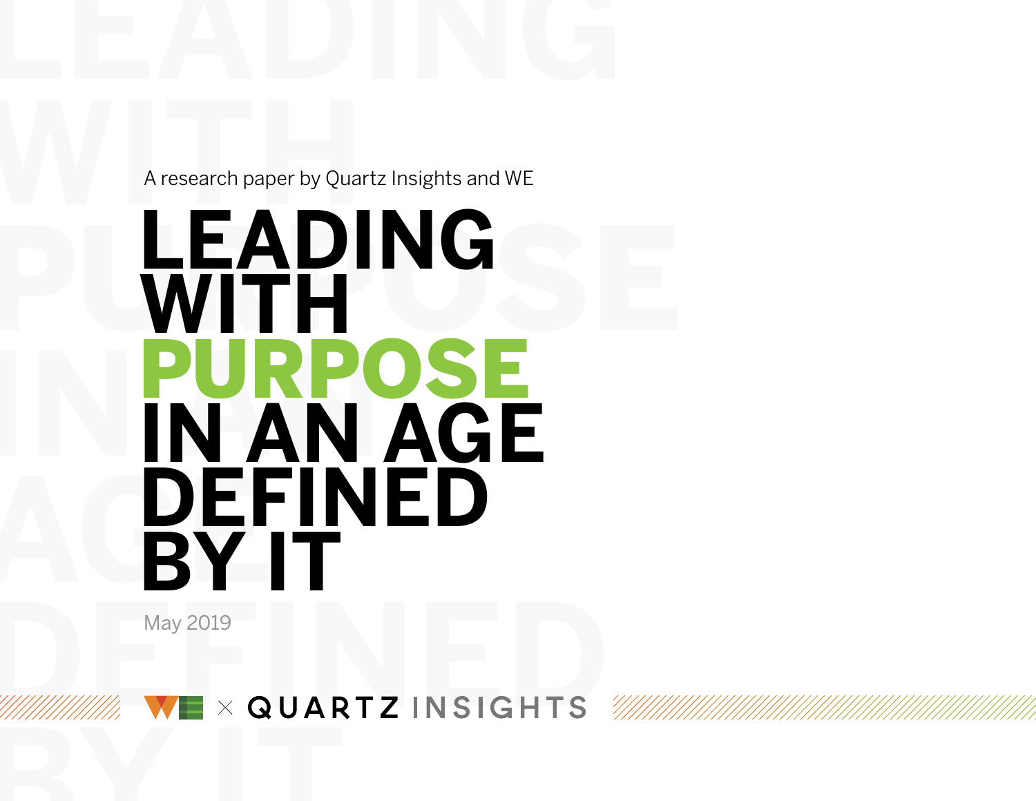A research paper by Quartz Insights and WE

# LEADING WITH PURPOSE IN AN AGE DEFINED BY IT

May 2019

WE × QUARTZ INSIGHTS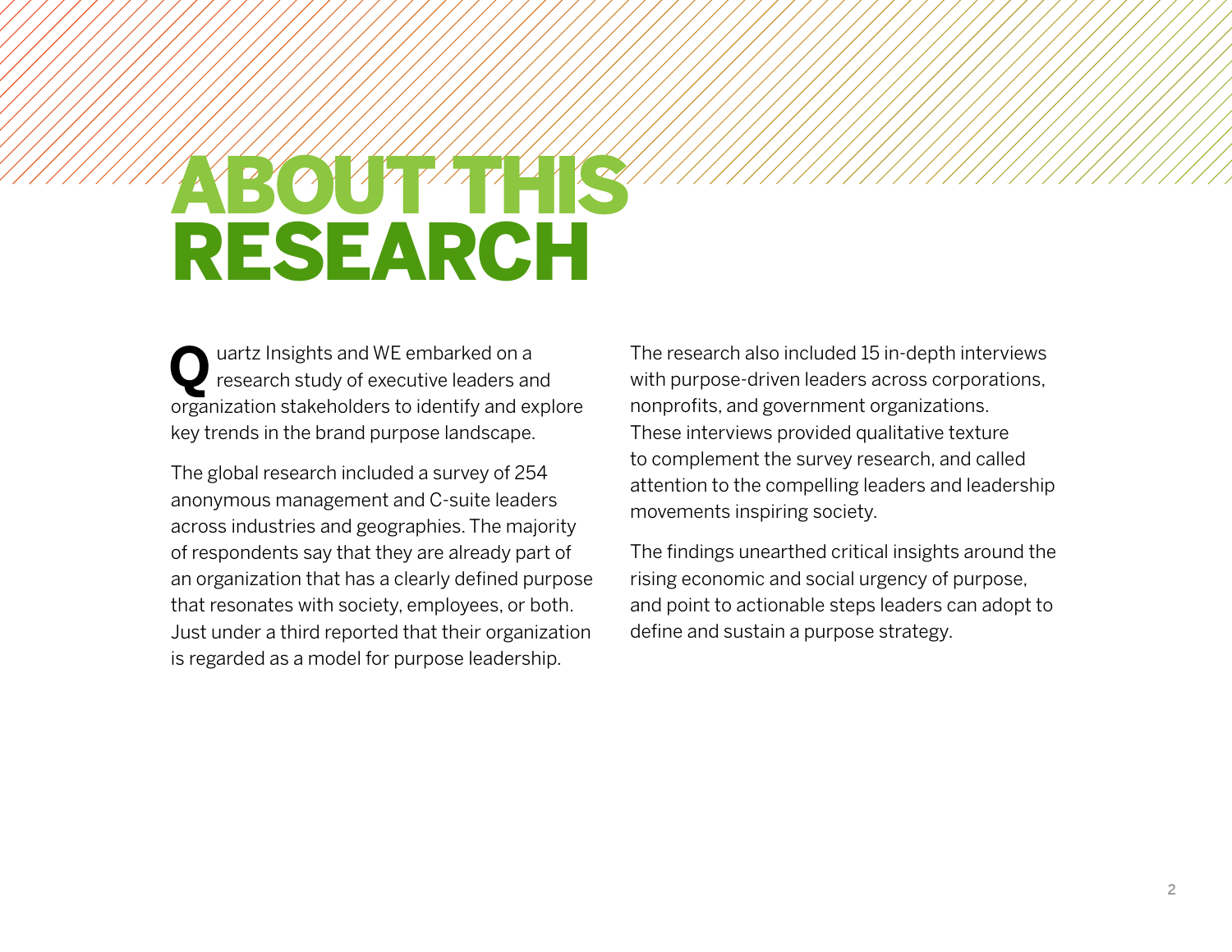# ABOUT THIS RESEARCH

Quartz Insights and WE embarked on a research study of executive leaders and organization stakeholders to identify and explore key trends in the brand purpose landscape.

The global research included a survey of 254 anonymous management and C-suite leaders across industries and geographies. The majority of respondents say that they are already part of an organization that has a clearly defined purpose that resonates with society, employees, or both. Just under a third reported that their organization is regarded as a model for purpose leadership.

The research also included 15 in-depth interviews with purpose-driven leaders across corporations, nonprofits, and government organizations. These interviews provided qualitative texture to complement the survey research, and called attention to the compelling leaders and leadership movements inspiring society.

The findings unearthed critical insights around the rising economic and social urgency of purpose, and point to actionable steps leaders can adopt to define and sustain a purpose strategy.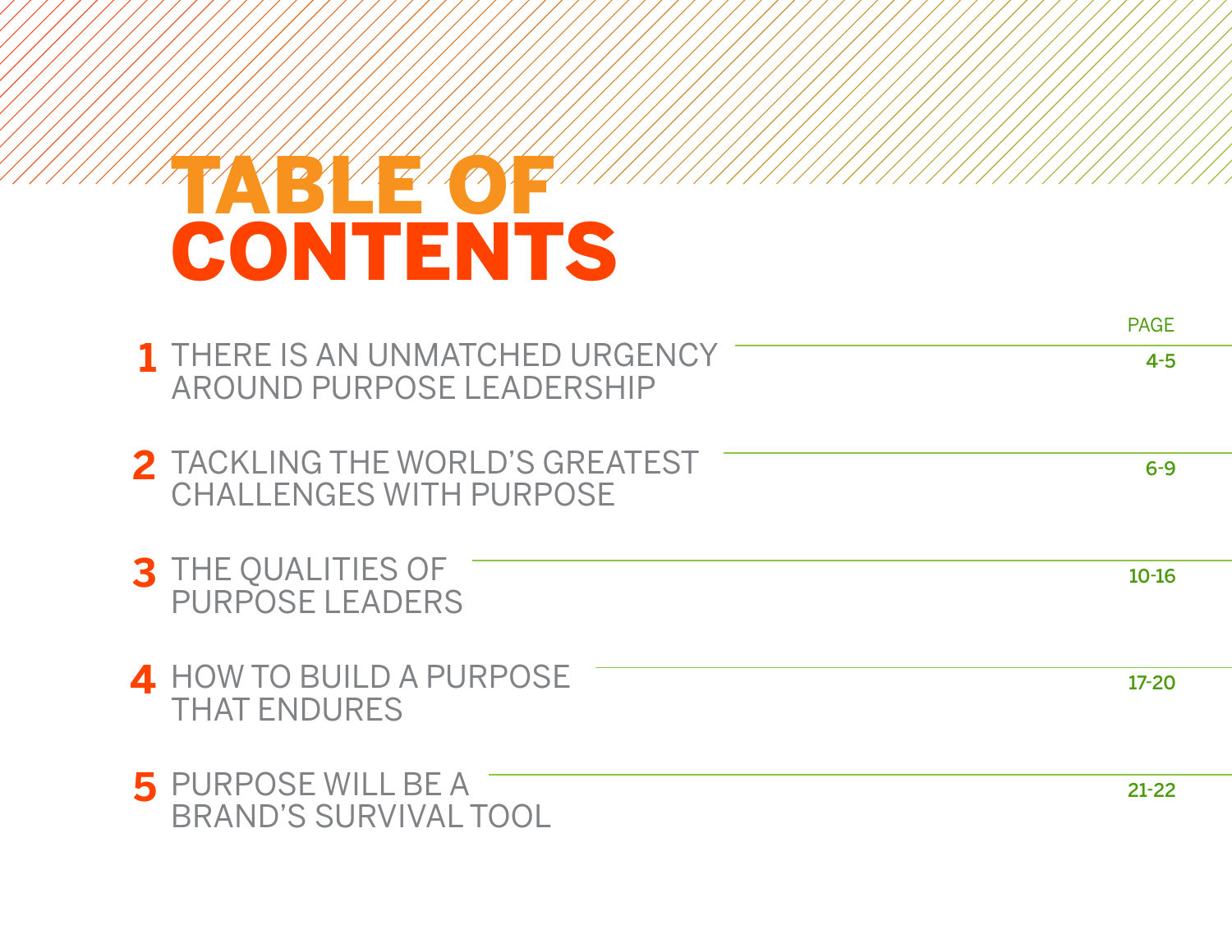# TABLE OF CONTENTS

| | | PAGE |
|---|---|---|
| 1 | THERE IS AN UNMATCHED URGENCY AROUND PURPOSE LEADERSHIP | 4-5 |
| 2 | TACKLING THE WORLD'S GREATEST CHALLENGES WITH PURPOSE | 6-9 |
| 3 | THE QUALITIES OF PURPOSE LEADERS | 10-16 |
| 4 | HOW TO BUILD A PURPOSE THAT ENDURES | 17-20 |
| 5 | PURPOSE WILL BE A BRAND'S SURVIVAL TOOL | 21-22 |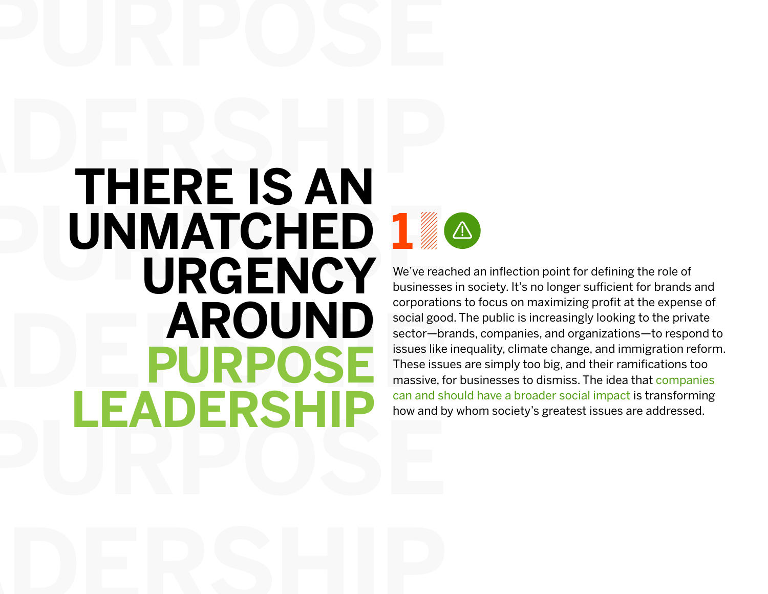# THERE IS AN UNMATCHED URGENCY AROUND PURPOSE LEADERSHIP

1

We've reached an inflection point for defining the role of businesses in society. It's no longer sufficient for brands and corporations to focus on maximizing profit at the expense of social good. The public is increasingly looking to the private sector—brands, companies, and organizations—to respond to issues like inequality, climate change, and immigration reform. These issues are simply too big, and their ramifications too massive, for businesses to dismiss. The idea that companies can and should have a broader social impact is transforming how and by whom society's greatest issues are addressed.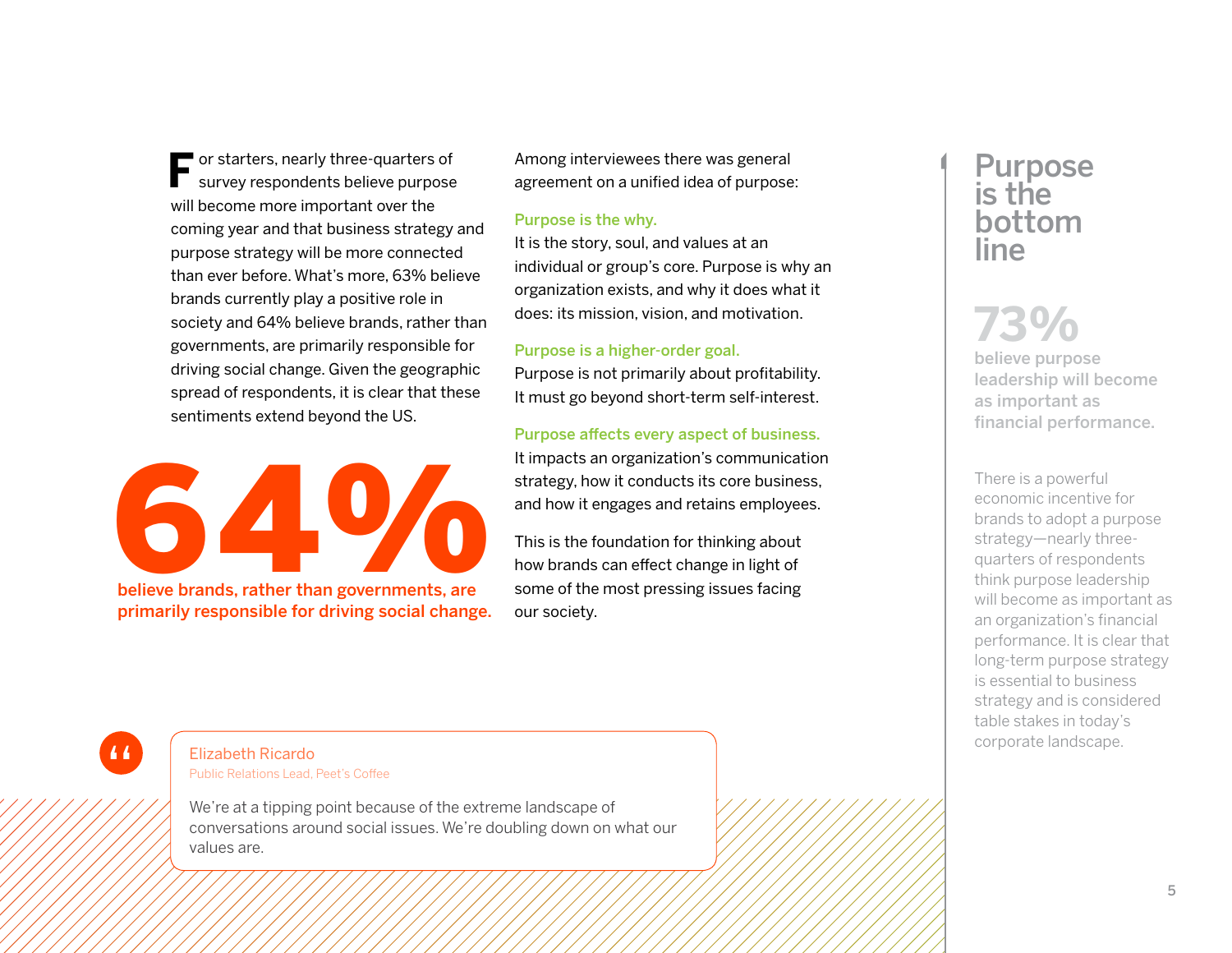For starters, nearly three-quarters of survey respondents believe purpose will become more important over the coming year and that business strategy and purpose strategy will be more connected than ever before. What's more, 63% believe brands currently play a positive role in society and 64% believe brands, rather than governments, are primarily responsible for driving social change. Given the geographic spread of respondents, it is clear that these sentiments extend beyond the US.

**64%**

**believe brands, rather than governments, are primarily responsible for driving social change.**

Among interviewees there was general agreement on a unified idea of purpose:

**Purpose is the why.**
It is the story, soul, and values at an individual or group's core. Purpose is why an organization exists, and why it does what it does: its mission, vision, and motivation.

**Purpose is a higher-order goal.**
Purpose is not primarily about profitability. It must go beyond short-term self-interest.

**Purpose affects every aspect of business.**
It impacts an organization's communication strategy, how it conducts its core business, and how it engages and retains employees.

This is the foundation for thinking about how brands can effect change in light of some of the most pressing issues facing our society.

> Elizabeth Ricardo
> Public Relations Lead, Peet's Coffee
>
> We're at a tipping point because of the extreme landscape of conversations around social issues. We're doubling down on what our values are.

## Purpose is the bottom line

**73%**

**believe purpose leadership will become as important as financial performance.**

There is a powerful economic incentive for brands to adopt a purpose strategy—nearly three-quarters of respondents think purpose leadership will become as important as an organization's financial performance. It is clear that long-term purpose strategy is essential to business strategy and is considered table stakes in today's corporate landscape.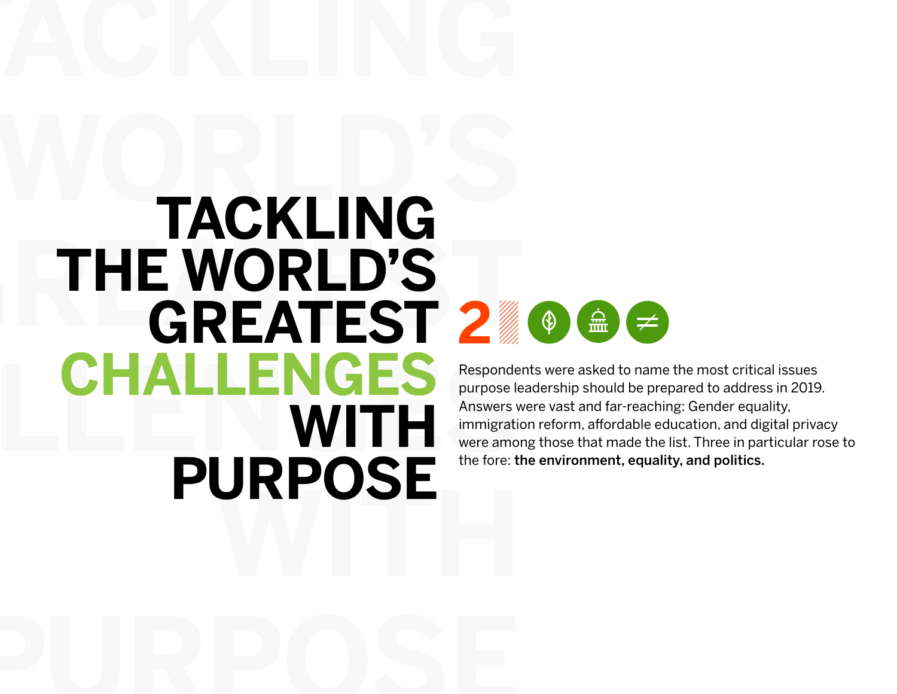# TACKLING THE WORLD'S GREATEST CHALLENGES WITH PURPOSE

2

Respondents were asked to name the most critical issues purpose leadership should be prepared to address in 2019. Answers were vast and far-reaching: Gender equality, immigration reform, affordable education, and digital privacy were among those that made the list. Three in particular rose to the fore: **the environment, equality, and politics.**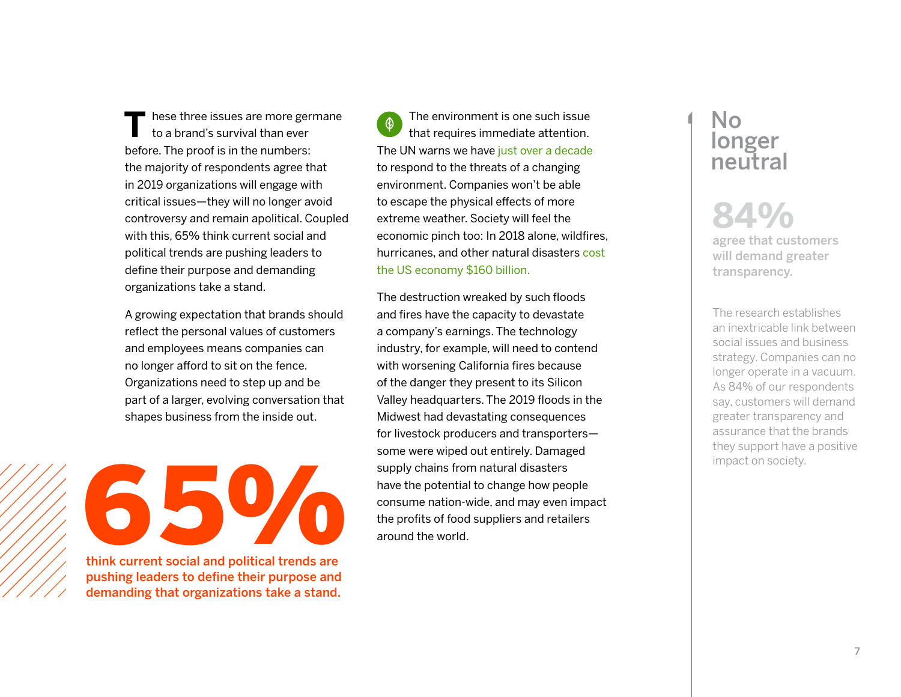These three issues are more germane to a brand's survival than ever before. The proof is in the numbers: the majority of respondents agree that in 2019 organizations will engage with critical issues—they will no longer avoid controversy and remain apolitical. Coupled with this, 65% think current social and political trends are pushing leaders to define their purpose and demanding organizations take a stand.

A growing expectation that brands should reflect the personal values of customers and employees means companies can no longer afford to sit on the fence. Organizations need to step up and be part of a larger, evolving conversation that shapes business from the inside out.

**65%**

**think current social and political trends are pushing leaders to define their purpose and demanding that organizations take a stand.**

The environment is one such issue that requires immediate attention. The UN warns we have just over a decade to respond to the threats of a changing environment. Companies won't be able to escape the physical effects of more extreme weather. Society will feel the economic pinch too: In 2018 alone, wildfires, hurricanes, and other natural disasters cost the US economy $160 billion.

The destruction wreaked by such floods and fires have the capacity to devastate a company's earnings. The technology industry, for example, will need to contend with worsening California fires because of the danger they present to its Silicon Valley headquarters. The 2019 floods in the Midwest had devastating consequences for livestock producers and transporters—some were wiped out entirely. Damaged supply chains from natural disasters have the potential to change how people consume nation-wide, and may even impact the profits of food suppliers and retailers around the world.

## No longer neutral

**84%**

**agree that customers will demand greater transparency.**

The research establishes an inextricable link between social issues and business strategy. Companies can no longer operate in a vacuum. As 84% of our respondents say, customers will demand greater transparency and assurance that the brands they support have a positive impact on society.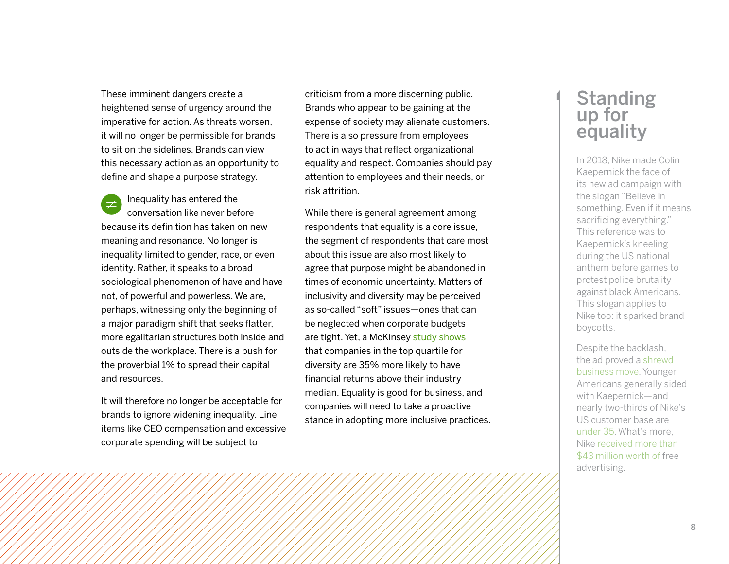These imminent dangers create a heightened sense of urgency around the imperative for action. As threats worsen, it will no longer be permissible for brands to sit on the sidelines. Brands can view this necessary action as an opportunity to define and shape a purpose strategy.

≠ Inequality has entered the conversation like never before because its definition has taken on new meaning and resonance. No longer is inequality limited to gender, race, or even identity. Rather, it speaks to a broad sociological phenomenon of have and have not, of powerful and powerless. We are, perhaps, witnessing only the beginning of a major paradigm shift that seeks flatter, more egalitarian structures both inside and outside the workplace. There is a push for the proverbial 1% to spread their capital and resources.

It will therefore no longer be acceptable for brands to ignore widening inequality. Line items like CEO compensation and excessive corporate spending will be subject to criticism from a more discerning public. Brands who appear to be gaining at the expense of society may alienate customers. There is also pressure from employees to act in ways that reflect organizational equality and respect. Companies should pay attention to employees and their needs, or risk attrition.

While there is general agreement among respondents that equality is a core issue, the segment of respondents that care most about this issue are also most likely to agree that purpose might be abandoned in times of economic uncertainty. Matters of inclusivity and diversity may be perceived as so-called "soft" issues—ones that can be neglected when corporate budgets are tight. Yet, a McKinsey study shows that companies in the top quartile for diversity are 35% more likely to have financial returns above their industry median. Equality is good for business, and companies will need to take a proactive stance in adopting more inclusive practices.

## Standing up for equality

In 2018, Nike made Colin Kaepernick the face of its new ad campaign with the slogan "Believe in something. Even if it means sacrificing everything." This reference was to Kaepernick's kneeling during the US national anthem before games to protest police brutality against black Americans. This slogan applies to Nike too: it sparked brand boycotts.

Despite the backlash, the ad proved a shrewd business move. Younger Americans generally sided with Kaepernick—and nearly two-thirds of Nike's US customer base are under 35. What's more, Nike received more than $43 million worth of free advertising.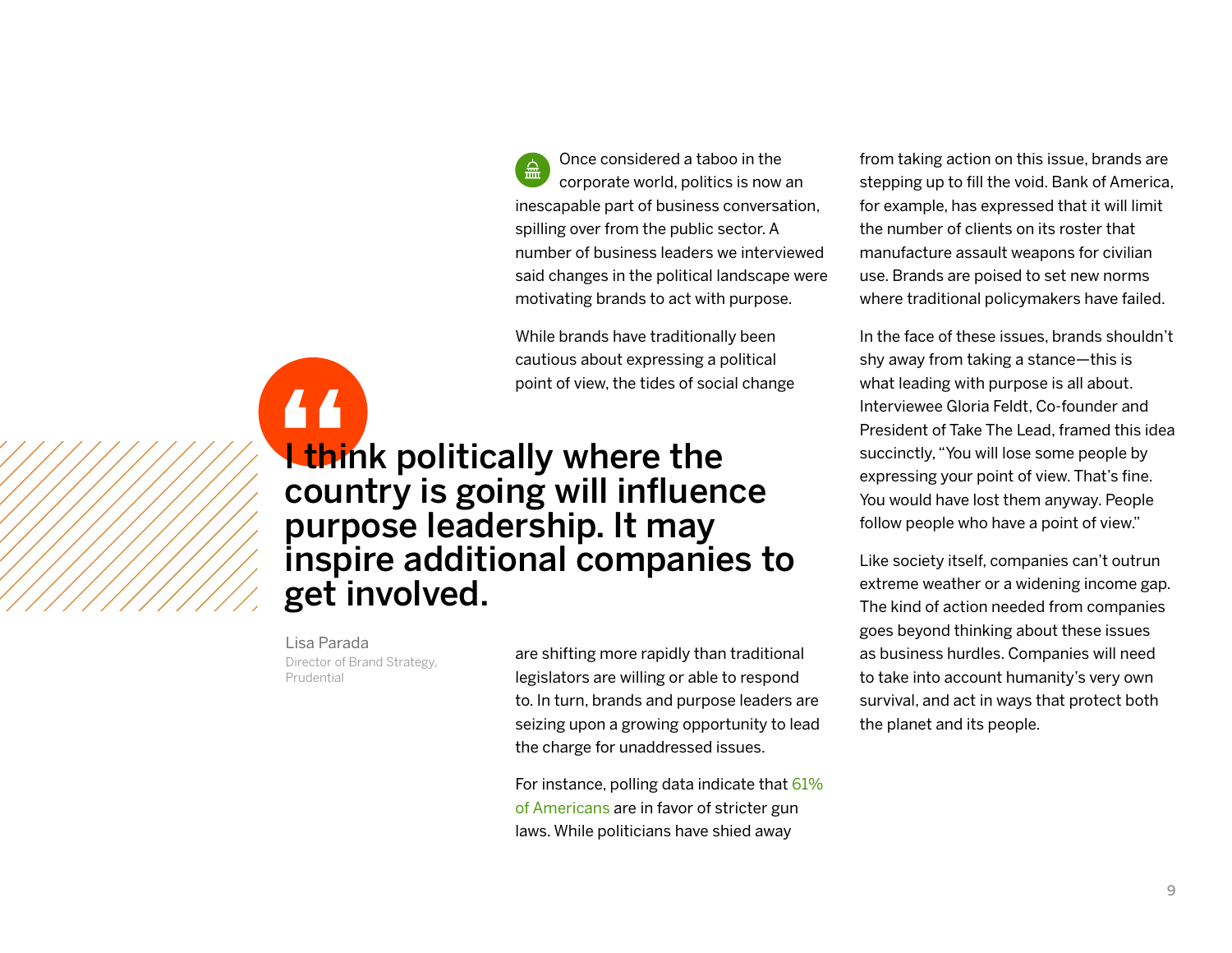Once considered a taboo in the corporate world, politics is now an inescapable part of business conversation, spilling over from the public sector. A number of business leaders we interviewed said changes in the political landscape were motivating brands to act with purpose.

While brands have traditionally been cautious about expressing a political point of view, the tides of social change are shifting more rapidly than traditional legislators are willing or able to respond to. In turn, brands and purpose leaders are seizing upon a growing opportunity to lead the charge for unaddressed issues.

> **I think politically where the country is going will influence purpose leadership. It may inspire additional companies to get involved.**
>
> Lisa Parada
> Director of Brand Strategy, Prudential

For instance, polling data indicate that 61% of Americans are in favor of stricter gun laws. While politicians have shied away from taking action on this issue, brands are stepping up to fill the void. Bank of America, for example, has expressed that it will limit the number of clients on its roster that manufacture assault weapons for civilian use. Brands are poised to set new norms where traditional policymakers have failed.

In the face of these issues, brands shouldn't shy away from taking a stance—this is what leading with purpose is all about. Interviewee Gloria Feldt, Co-founder and President of Take The Lead, framed this idea succinctly, "You will lose some people by expressing your point of view. That's fine. You would have lost them anyway. People follow people who have a point of view."

Like society itself, companies can't outrun extreme weather or a widening income gap. The kind of action needed from companies goes beyond thinking about these issues as business hurdles. Companies will need to take into account humanity's very own survival, and act in ways that protect both the planet and its people.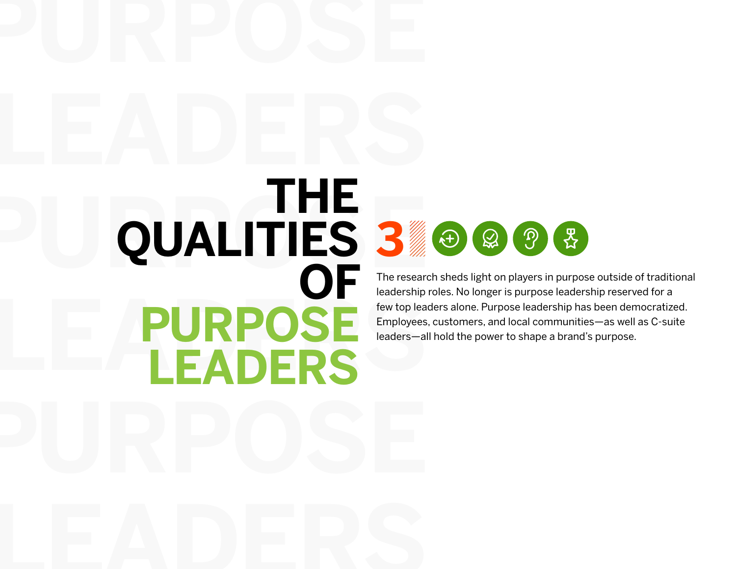# THE QUALITIES OF PURPOSE LEADERS

3

The research sheds light on players in purpose outside of traditional leadership roles. No longer is purpose leadership reserved for a few top leaders alone. Purpose leadership has been democratized. Employees, customers, and local communities—as well as C-suite leaders—all hold the power to shape a brand's purpose.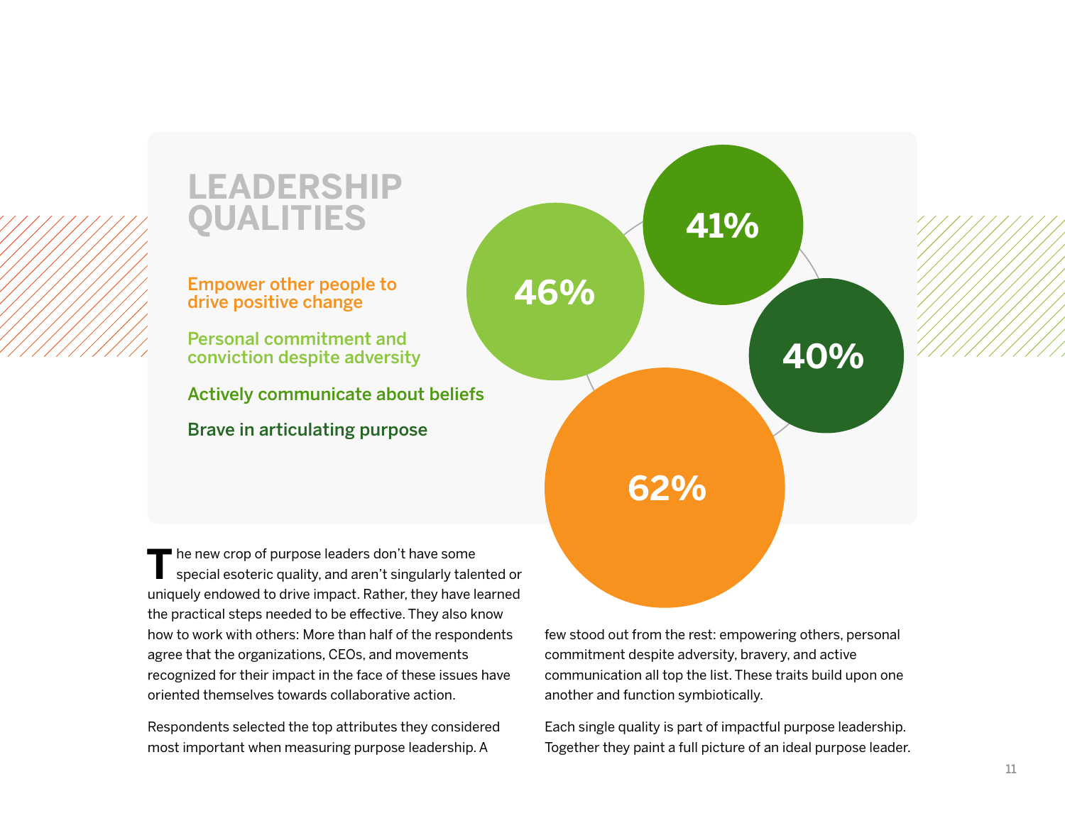## LEADERSHIP QUALITIES

- Empower other people to drive positive change — 62%
- Personal commitment and conviction despite adversity — 46%
- Actively communicate about beliefs — 41%
- Brave in articulating purpose — 40%

The new crop of purpose leaders don't have some special esoteric quality, and aren't singularly talented or uniquely endowed to drive impact. Rather, they have learned the practical steps needed to be effective. They also know how to work with others: More than half of the respondents agree that the organizations, CEOs, and movements recognized for their impact in the face of these issues have oriented themselves towards collaborative action.

Respondents selected the top attributes they considered most important when measuring purpose leadership. A few stood out from the rest: empowering others, personal commitment despite adversity, bravery, and active communication all top the list. These traits build upon one another and function symbiotically.

Each single quality is part of impactful purpose leadership. Together they paint a full picture of an ideal purpose leader.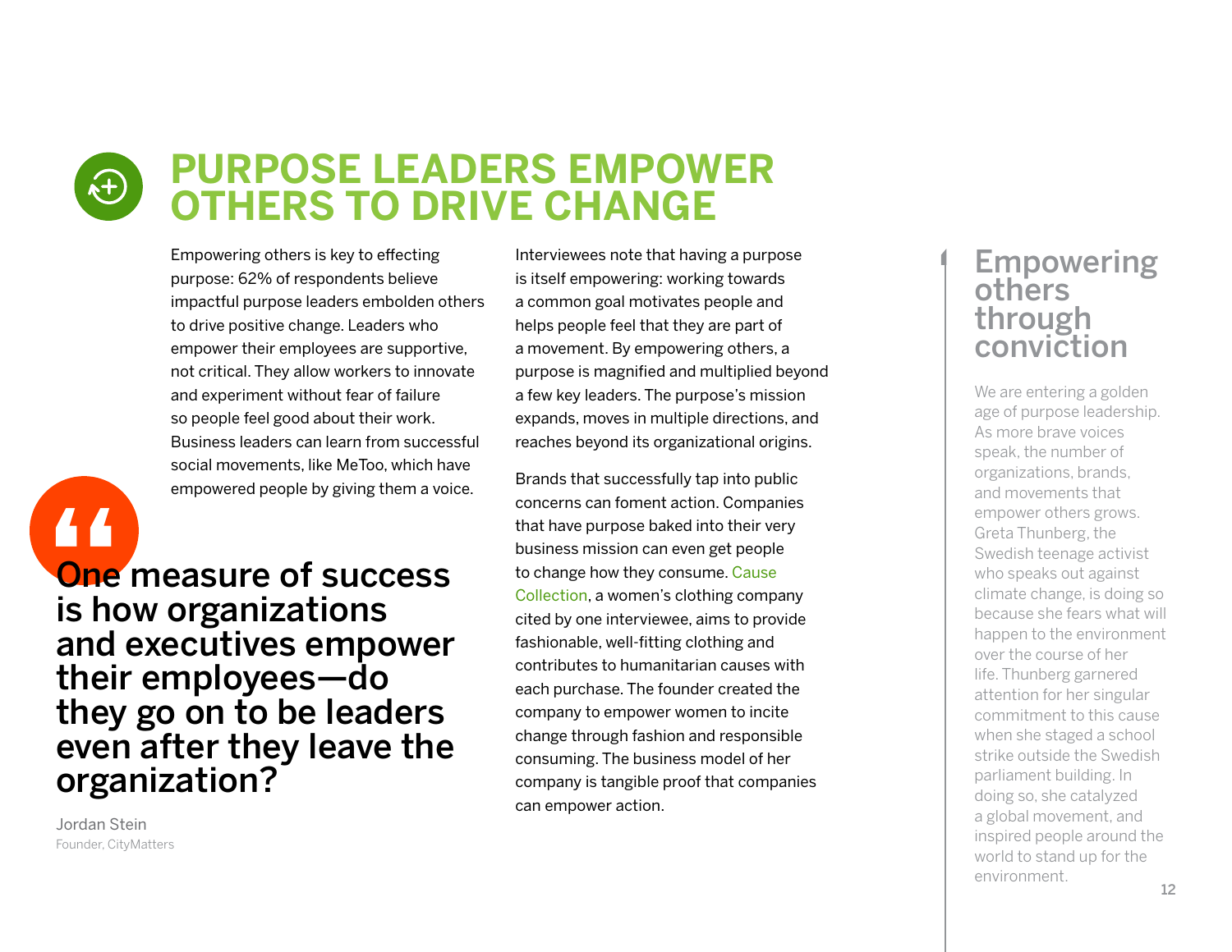# PURPOSE LEADERS EMPOWER OTHERS TO DRIVE CHANGE

Empowering others is key to effecting purpose: 62% of respondents believe impactful purpose leaders embolden others to drive positive change. Leaders who empower their employees are supportive, not critical. They allow workers to innovate and experiment without fear of failure so people feel good about their work. Business leaders can learn from successful social movements, like MeToo, which have empowered people by giving them a voice.

> **One measure of success is how organizations and executives empower their employees—do they go on to be leaders even after they leave the organization?**
>
> Jordan Stein
> Founder, CityMatters

Interviewees note that having a purpose is itself empowering: working towards a common goal motivates people and helps people feel that they are part of a movement. By empowering others, a purpose is magnified and multiplied beyond a few key leaders. The purpose's mission expands, moves in multiple directions, and reaches beyond its organizational origins.

Brands that successfully tap into public concerns can foment action. Companies that have purpose baked into their very business mission can even get people to change how they consume. Cause Collection, a women's clothing company cited by one interviewee, aims to provide fashionable, well-fitting clothing and contributes to humanitarian causes with each purchase. The founder created the company to empower women to incite change through fashion and responsible consuming. The business model of her company is tangible proof that companies can empower action.

## Empowering others through conviction

We are entering a golden age of purpose leadership. As more brave voices speak, the number of organizations, brands, and movements that empower others grows. Greta Thunberg, the Swedish teenage activist who speaks out against climate change, is doing so because she fears what will happen to the environment over the course of her life. Thunberg garnered attention for her singular commitment to this cause when she staged a school strike outside the Swedish parliament building. In doing so, she catalyzed a global movement, and inspired people around the world to stand up for the environment.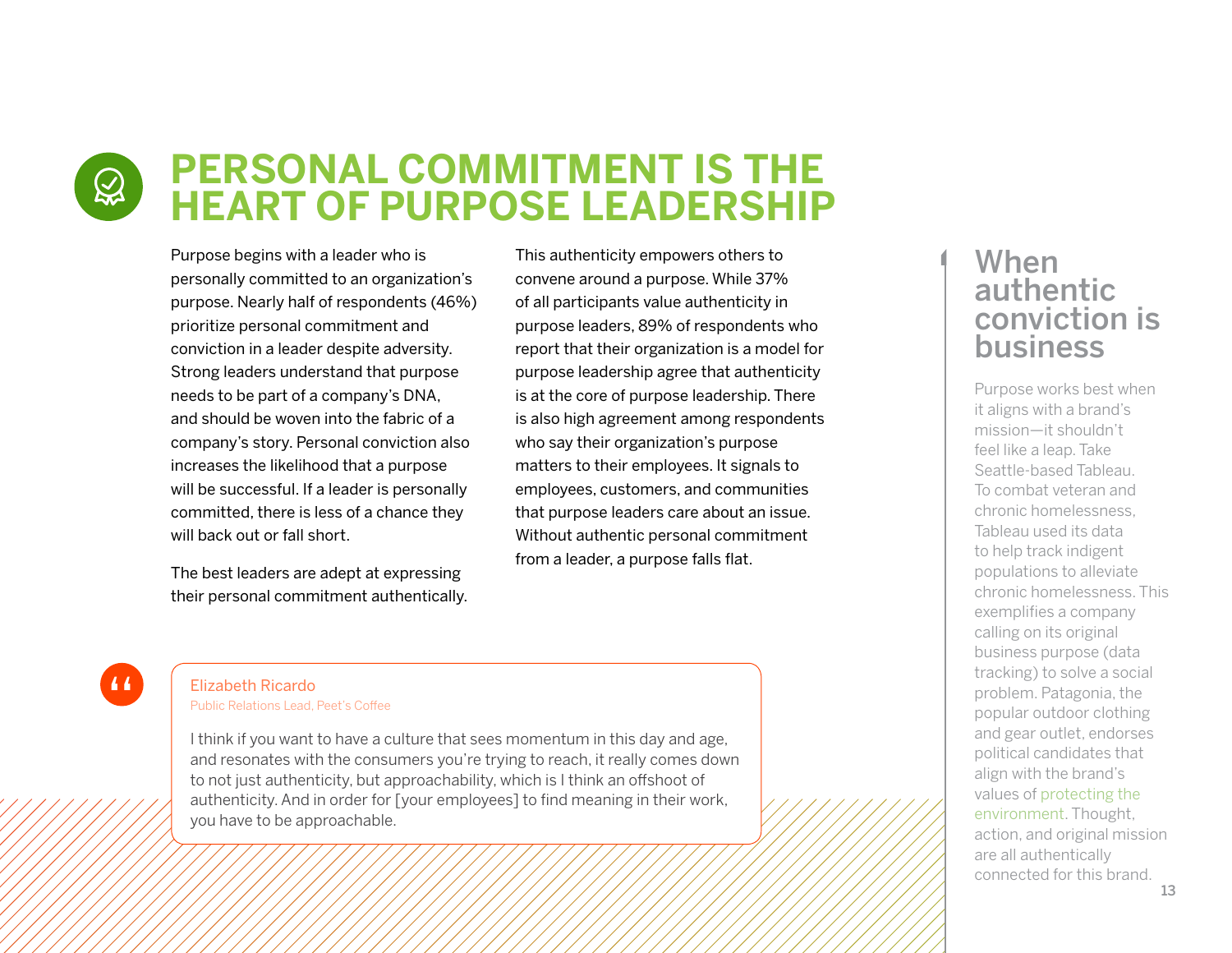# PERSONAL COMMITMENT IS THE HEART OF PURPOSE LEADERSHIP

Purpose begins with a leader who is personally committed to an organization's purpose. Nearly half of respondents (46%) prioritize personal commitment and conviction in a leader despite adversity. Strong leaders understand that purpose needs to be part of a company's DNA, and should be woven into the fabric of a company's story. Personal conviction also increases the likelihood that a purpose will be successful. If a leader is personally committed, there is less of a chance they will back out or fall short.

The best leaders are adept at expressing their personal commitment authentically.

This authenticity empowers others to convene around a purpose. While 37% of all participants value authenticity in purpose leaders, 89% of respondents who report that their organization is a model for purpose leadership agree that authenticity is at the core of purpose leadership. There is also high agreement among respondents who say their organization's purpose matters to their employees. It signals to employees, customers, and communities that purpose leaders care about an issue. Without authentic personal commitment from a leader, a purpose falls flat.

> **Elizabeth Ricardo**
> Public Relations Lead, Peet's Coffee
>
> I think if you want to have a culture that sees momentum in this day and age, and resonates with the consumers you're trying to reach, it really comes down to not just authenticity, but approachability, which is I think an offshoot of authenticity. And in order for [your employees] to find meaning in their work, you have to be approachable.

## When authentic conviction is business

Purpose works best when it aligns with a brand's mission—it shouldn't feel like a leap. Take Seattle-based Tableau. To combat veteran and chronic homelessness, Tableau used its data to help track indigent populations to alleviate chronic homelessness. This exemplifies a company calling on its original business purpose (data tracking) to solve a social problem. Patagonia, the popular outdoor clothing and gear outlet, endorses political candidates that align with the brand's values of protecting the environment. Thought, action, and original mission are all authentically connected for this brand.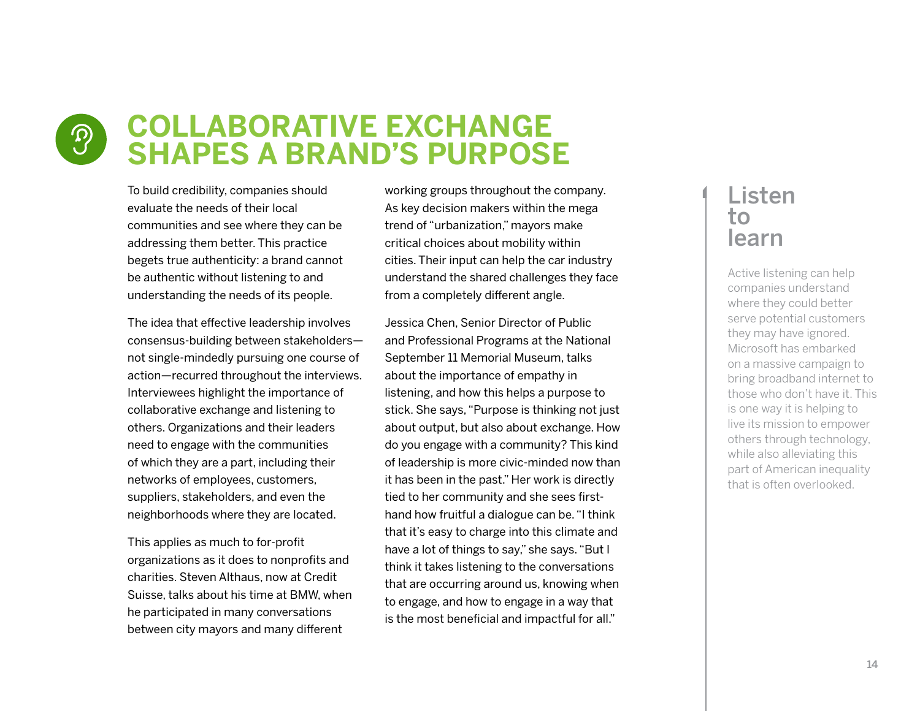# COLLABORATIVE EXCHANGE SHAPES A BRAND'S PURPOSE

To build credibility, companies should evaluate the needs of their local communities and see where they can be addressing them better. This practice begets true authenticity: a brand cannot be authentic without listening to and understanding the needs of its people.

The idea that effective leadership involves consensus-building between stakeholders—not single-mindedly pursuing one course of action—recurred throughout the interviews. Interviewees highlight the importance of collaborative exchange and listening to others. Organizations and their leaders need to engage with the communities of which they are a part, including their networks of employees, customers, suppliers, stakeholders, and even the neighborhoods where they are located.

This applies as much to for-profit organizations as it does to nonprofits and charities. Steven Althaus, now at Credit Suisse, talks about his time at BMW, when he participated in many conversations between city mayors and many different working groups throughout the company. As key decision makers within the mega trend of "urbanization," mayors make critical choices about mobility within cities. Their input can help the car industry understand the shared challenges they face from a completely different angle.

Jessica Chen, Senior Director of Public and Professional Programs at the National September 11 Memorial Museum, talks about the importance of empathy in listening, and how this helps a purpose to stick. She says, "Purpose is thinking not just about output, but also about exchange. How do you engage with a community? This kind of leadership is more civic-minded now than it has been in the past." Her work is directly tied to her community and she sees first-hand how fruitful a dialogue can be. "I think that it's easy to charge into this climate and have a lot of things to say," she says. "But I think it takes listening to the conversations that are occurring around us, knowing when to engage, and how to engage in a way that is the most beneficial and impactful for all."

## Listen to learn

Active listening can help companies understand where they could better serve potential customers they may have ignored. Microsoft has embarked on a massive campaign to bring broadband internet to those who don't have it. This is one way it is helping to live its mission to empower others through technology, while also alleviating this part of American inequality that is often overlooked.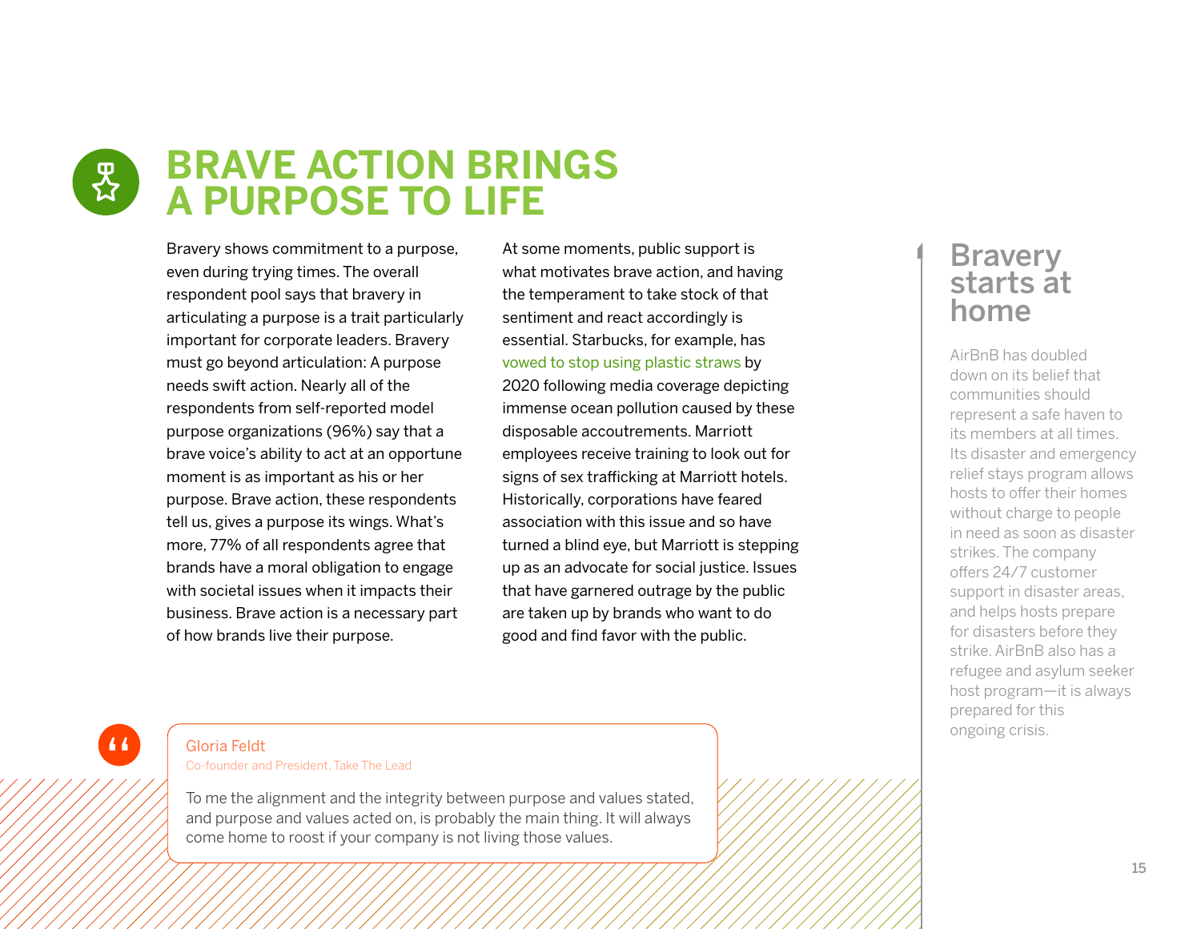# BRAVE ACTION BRINGS A PURPOSE TO LIFE

Bravery shows commitment to a purpose, even during trying times. The overall respondent pool says that bravery in articulating a purpose is a trait particularly important for corporate leaders. Bravery must go beyond articulation: A purpose needs swift action. Nearly all of the respondents from self-reported model purpose organizations (96%) say that a brave voice's ability to act at an opportune moment is as important as his or her purpose. Brave action, these respondents tell us, gives a purpose its wings. What's more, 77% of all respondents agree that brands have a moral obligation to engage with societal issues when it impacts their business. Brave action is a necessary part of how brands live their purpose.

At some moments, public support is what motivates brave action, and having the temperament to take stock of that sentiment and react accordingly is essential. Starbucks, for example, has vowed to stop using plastic straws by 2020 following media coverage depicting immense ocean pollution caused by these disposable accoutrements. Marriott employees receive training to look out for signs of sex trafficking at Marriott hotels. Historically, corporations have feared association with this issue and so have turned a blind eye, but Marriott is stepping up as an advocate for social justice. Issues that have garnered outrage by the public are taken up by brands who want to do good and find favor with the public.

> **Gloria Feldt**
> Co-founder and President, Take The Lead
>
> To me the alignment and the integrity between purpose and values stated, and purpose and values acted on, is probably the main thing. It will always come home to roost if your company is not living those values.

## Bravery starts at home

AirBnB has doubled down on its belief that communities should represent a safe haven to its members at all times. Its disaster and emergency relief stays program allows hosts to offer their homes without charge to people in need as soon as disaster strikes. The company offers 24/7 customer support in disaster areas, and helps hosts prepare for disasters before they strike. AirBnB also has a refugee and asylum seeker host program—it is always prepared for this ongoing crisis.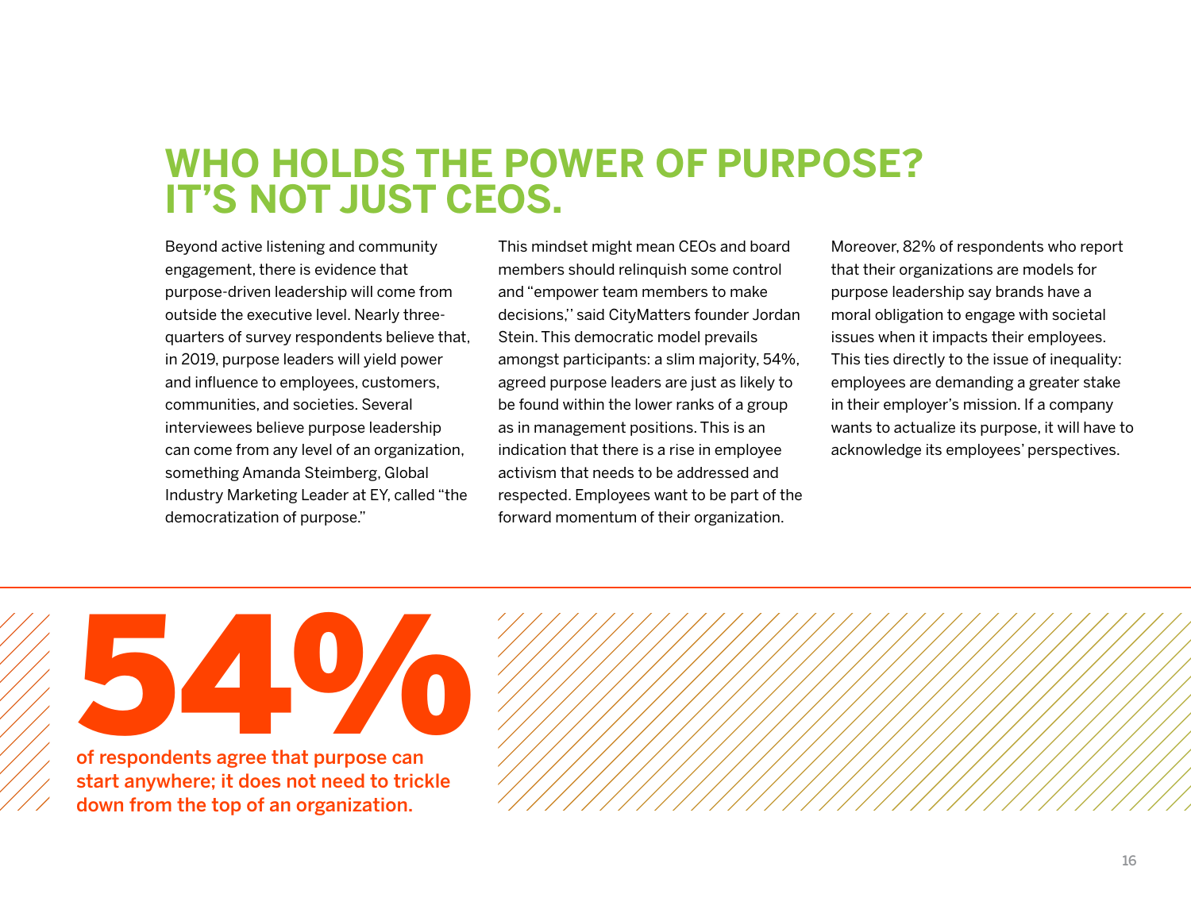# WHO HOLDS THE POWER OF PURPOSE? IT'S NOT JUST CEOS.

Beyond active listening and community engagement, there is evidence that purpose-driven leadership will come from outside the executive level. Nearly three-quarters of survey respondents believe that, in 2019, purpose leaders will yield power and influence to employees, customers, communities, and societies. Several interviewees believe purpose leadership can come from any level of an organization, something Amanda Steimberg, Global Industry Marketing Leader at EY, called "the democratization of purpose."

This mindset might mean CEOs and board members should relinquish some control and "empower team members to make decisions,'' said CityMatters founder Jordan Stein. This democratic model prevails amongst participants: a slim majority, 54%, agreed purpose leaders are just as likely to be found within the lower ranks of a group as in management positions. This is an indication that there is a rise in employee activism that needs to be addressed and respected. Employees want to be part of the forward momentum of their organization.

Moreover, 82% of respondents who report that their organizations are models for purpose leadership say brands have a moral obligation to engage with societal issues when it impacts their employees. This ties directly to the issue of inequality: employees are demanding a greater stake in their employer's mission. If a company wants to actualize its purpose, it will have to acknowledge its employees' perspectives.

**54%**

**of respondents agree that purpose can start anywhere; it does not need to trickle down from the top of an organization.**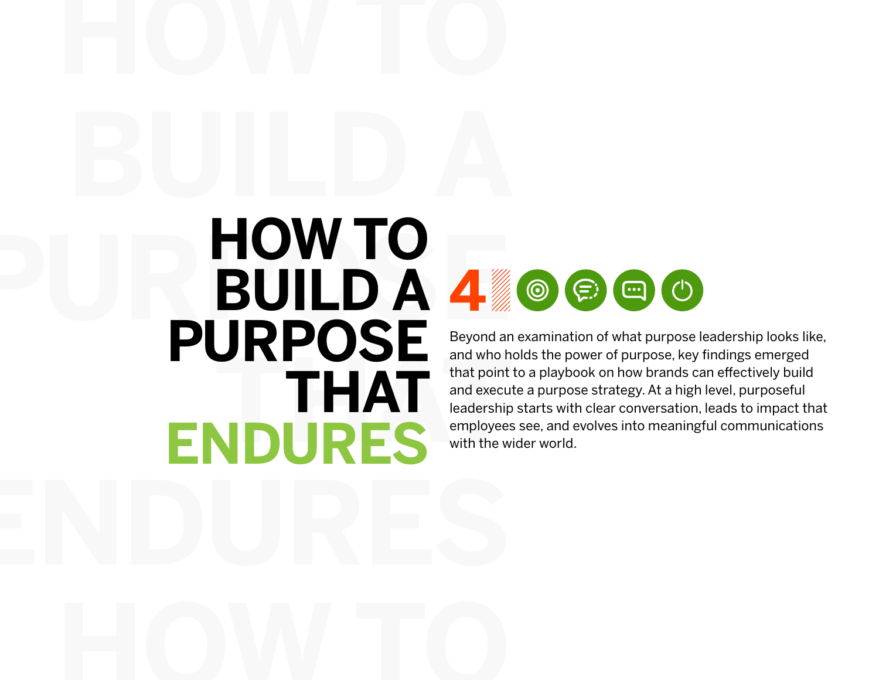# HOW TO BUILD A PURPOSE THAT ENDURES

4

Beyond an examination of what purpose leadership looks like, and who holds the power of purpose, key findings emerged that point to a playbook on how brands can effectively build and execute a purpose strategy. At a high level, purposeful leadership starts with clear conversation, leads to impact that employees see, and evolves into meaningful communications with the wider world.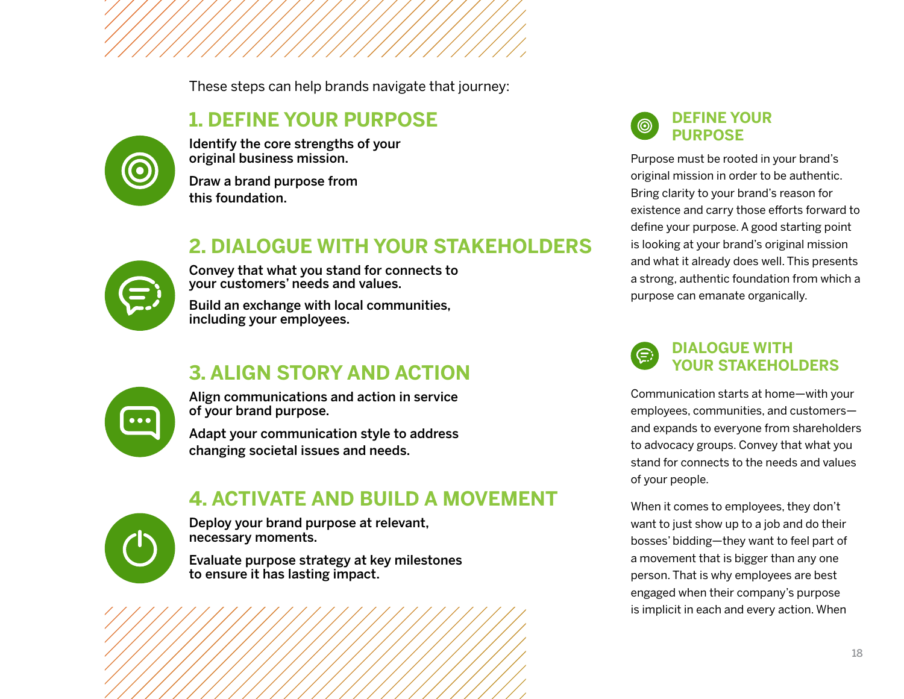These steps can help brands navigate that journey:

## 1. DEFINE YOUR PURPOSE

**Identify the core strengths of your original business mission.**

**Draw a brand purpose from this foundation.**

## 2. DIALOGUE WITH YOUR STAKEHOLDERS

**Convey that what you stand for connects to your customers' needs and values.**

**Build an exchange with local communities, including your employees.**

## 3. ALIGN STORY AND ACTION

**Align communications and action in service of your brand purpose.**

**Adapt your communication style to address changing societal issues and needs.**

## 4. ACTIVATE AND BUILD A MOVEMENT

**Deploy your brand purpose at relevant, necessary moments.**

**Evaluate purpose strategy at key milestones to ensure it has lasting impact.**

## DEFINE YOUR PURPOSE

Purpose must be rooted in your brand's original mission in order to be authentic. Bring clarity to your brand's reason for existence and carry those efforts forward to define your purpose. A good starting point is looking at your brand's original mission and what it already does well. This presents a strong, authentic foundation from which a purpose can emanate organically.

## DIALOGUE WITH YOUR STAKEHOLDERS

Communication starts at home—with your employees, communities, and customers—and expands to everyone from shareholders to advocacy groups. Convey that what you stand for connects to the needs and values of your people.

When it comes to employees, they don't want to just show up to a job and do their bosses' bidding—they want to feel part of a movement that is bigger than any one person. That is why employees are best engaged when their company's purpose is implicit in each and every action. When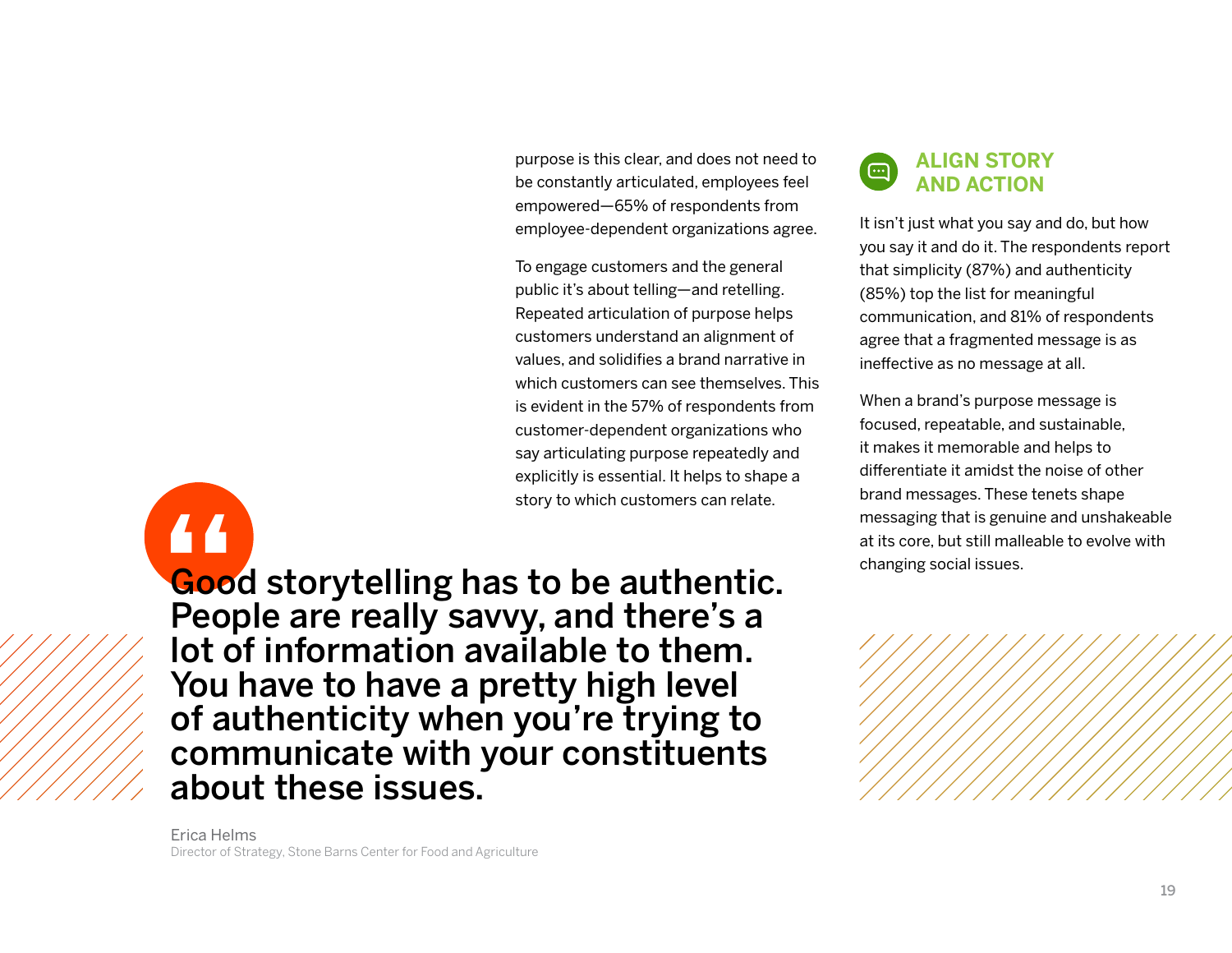purpose is this clear, and does not need to be constantly articulated, employees feel empowered—65% of respondents from employee-dependent organizations agree.

To engage customers and the general public it's about telling—and retelling. Repeated articulation of purpose helps customers understand an alignment of values, and solidifies a brand narrative in which customers can see themselves. This is evident in the 57% of respondents from customer-dependent organizations who say articulating purpose repeatedly and explicitly is essential. It helps to shape a story to which customers can relate.

> **Good storytelling has to be authentic. People are really savvy, and there's a lot of information available to them. You have to have a pretty high level of authenticity when you're trying to communicate with your constituents about these issues.**
>
> Erica Helms
> Director of Strategy, Stone Barns Center for Food and Agriculture

## ALIGN STORY AND ACTION

It isn't just what you say and do, but how you say it and do it. The respondents report that simplicity (87%) and authenticity (85%) top the list for meaningful communication, and 81% of respondents agree that a fragmented message is as ineffective as no message at all.

When a brand's purpose message is focused, repeatable, and sustainable, it makes it memorable and helps to differentiate it amidst the noise of other brand messages. These tenets shape messaging that is genuine and unshakeable at its core, but still malleable to evolve with changing social issues.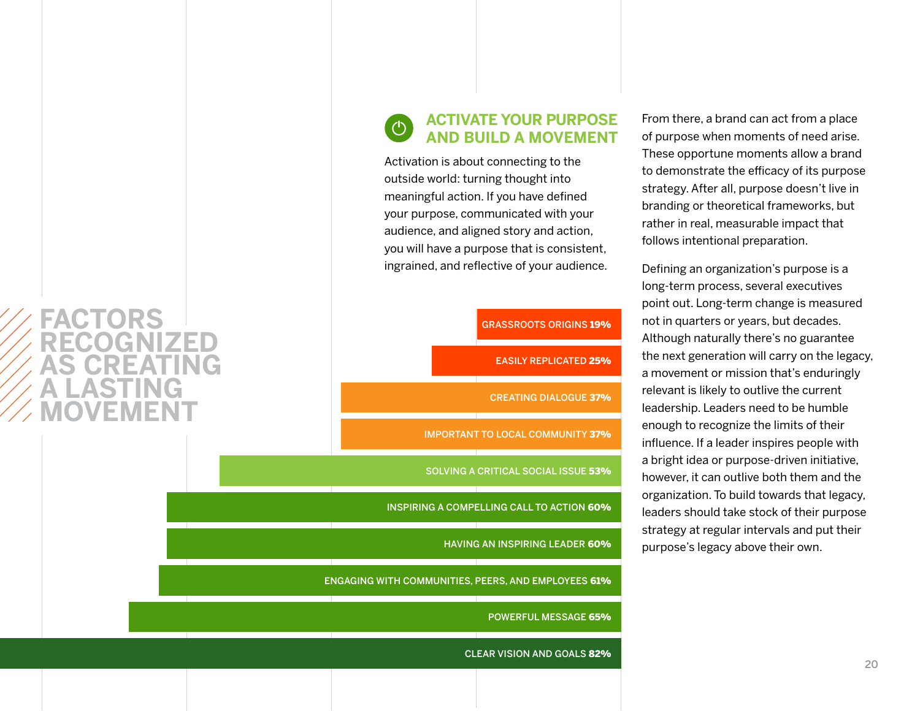## ACTIVATE YOUR PURPOSE AND BUILD A MOVEMENT

Activation is about connecting to the outside world: turning thought into meaningful action. If you have defined your purpose, communicated with your audience, and aligned story and action, you will have a purpose that is consistent, ingrained, and reflective of your audience.

### FACTORS RECOGNIZED AS CREATING A LASTING MOVEMENT

| Factor | Percentage |
|---|---|
| GRASSROOTS ORIGINS | 19% |
| EASILY REPLICATED | 25% |
| CREATING DIALOGUE | 37% |
| IMPORTANT TO LOCAL COMMUNITY | 37% |
| SOLVING A CRITICAL SOCIAL ISSUE | 53% |
| INSPIRING A COMPELLING CALL TO ACTION | 60% |
| HAVING AN INSPIRING LEADER | 60% |
| ENGAGING WITH COMMUNITIES, PEERS, AND EMPLOYEES | 61% |
| POWERFUL MESSAGE | 65% |
| CLEAR VISION AND GOALS | 82% |

From there, a brand can act from a place of purpose when moments of need arise. These opportune moments allow a brand to demonstrate the efficacy of its purpose strategy. After all, purpose doesn't live in branding or theoretical frameworks, but rather in real, measurable impact that follows intentional preparation.

Defining an organization's purpose is a long-term process, several executives point out. Long-term change is measured not in quarters or years, but decades. Although naturally there's no guarantee the next generation will carry on the legacy, a movement or mission that's enduringly relevant is likely to outlive the current leadership. Leaders need to be humble enough to recognize the limits of their influence. If a leader inspires people with a bright idea or purpose-driven initiative, however, it can outlive both them and the organization. To build towards that legacy, leaders should take stock of their purpose strategy at regular intervals and put their purpose's legacy above their own.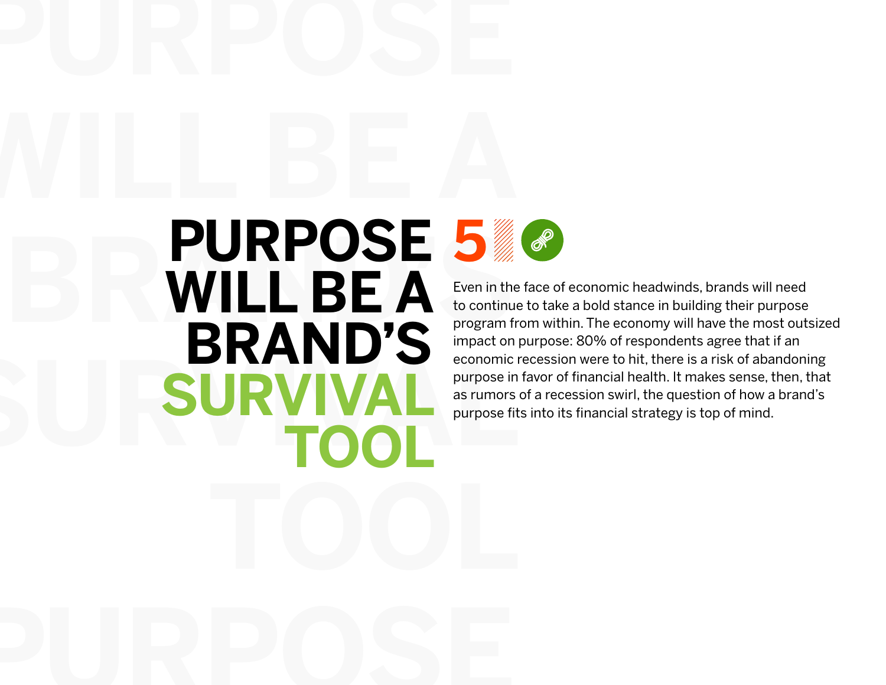# PURPOSE WILL BE A BRAND'S SURVIVAL TOOL

5

Even in the face of economic headwinds, brands will need to continue to take a bold stance in building their purpose program from within. The economy will have the most outsized impact on purpose: 80% of respondents agree that if an economic recession were to hit, there is a risk of abandoning purpose in favor of financial health. It makes sense, then, that as rumors of a recession swirl, the question of how a brand's purpose fits into its financial strategy is top of mind.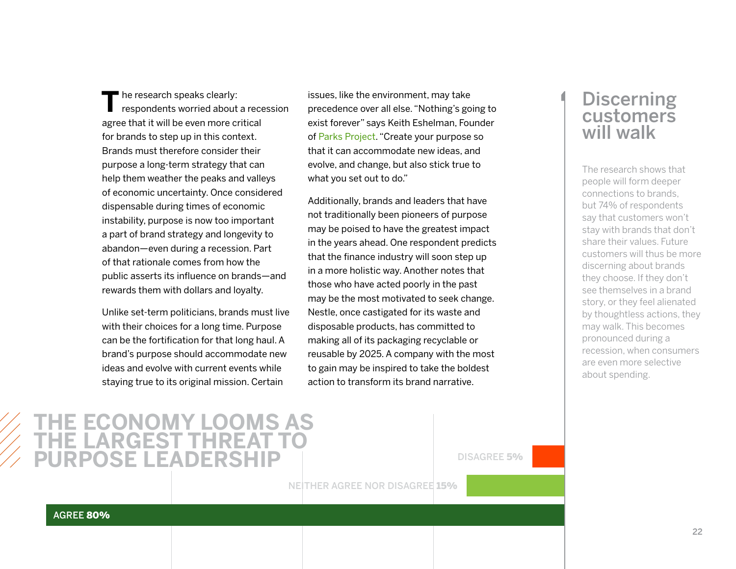The research speaks clearly: respondents worried about a recession agree that it will be even more critical for brands to step up in this context. Brands must therefore consider their purpose a long-term strategy that can help them weather the peaks and valleys of economic uncertainty. Once considered dispensable during times of economic instability, purpose is now too important a part of brand strategy and longevity to abandon—even during a recession. Part of that rationale comes from how the public asserts its influence on brands—and rewards them with dollars and loyalty.

Unlike set-term politicians, brands must live with their choices for a long time. Purpose can be the fortification for that long haul. A brand's purpose should accommodate new ideas and evolve with current events while staying true to its original mission. Certain issues, like the environment, may take precedence over all else. "Nothing's going to exist forever" says Keith Eshelman, Founder of Parks Project. "Create your purpose so that it can accommodate new ideas, and evolve, and change, but also stick true to what you set out to do."

Additionally, brands and leaders that have not traditionally been pioneers of purpose may be poised to have the greatest impact in the years ahead. One respondent predicts that the finance industry will soon step up in a more holistic way. Another notes that those who have acted poorly in the past may be the most motivated to seek change. Nestle, once castigated for its waste and disposable products, has committed to making all of its packaging recyclable or reusable by 2025. A company with the most to gain may be inspired to take the boldest action to transform its brand narrative.

## Discerning customers will walk

The research shows that people will form deeper connections to brands, but 74% of respondents say that customers won't stay with brands that don't share their values. Future customers will thus be more discerning about brands they choose. If they don't see themselves in a brand story, or they feel alienated by thoughtless actions, they may walk. This becomes pronounced during a recession, when consumers are even more selective about spending.

## THE ECONOMY LOOMS AS THE LARGEST THREAT TO PURPOSE LEADERSHIP

| Response | Percentage |
| --- | --- |
| DISAGREE | 5% |
| NEITHER AGREE NOR DISAGREE | 15% |
| AGREE | 80% |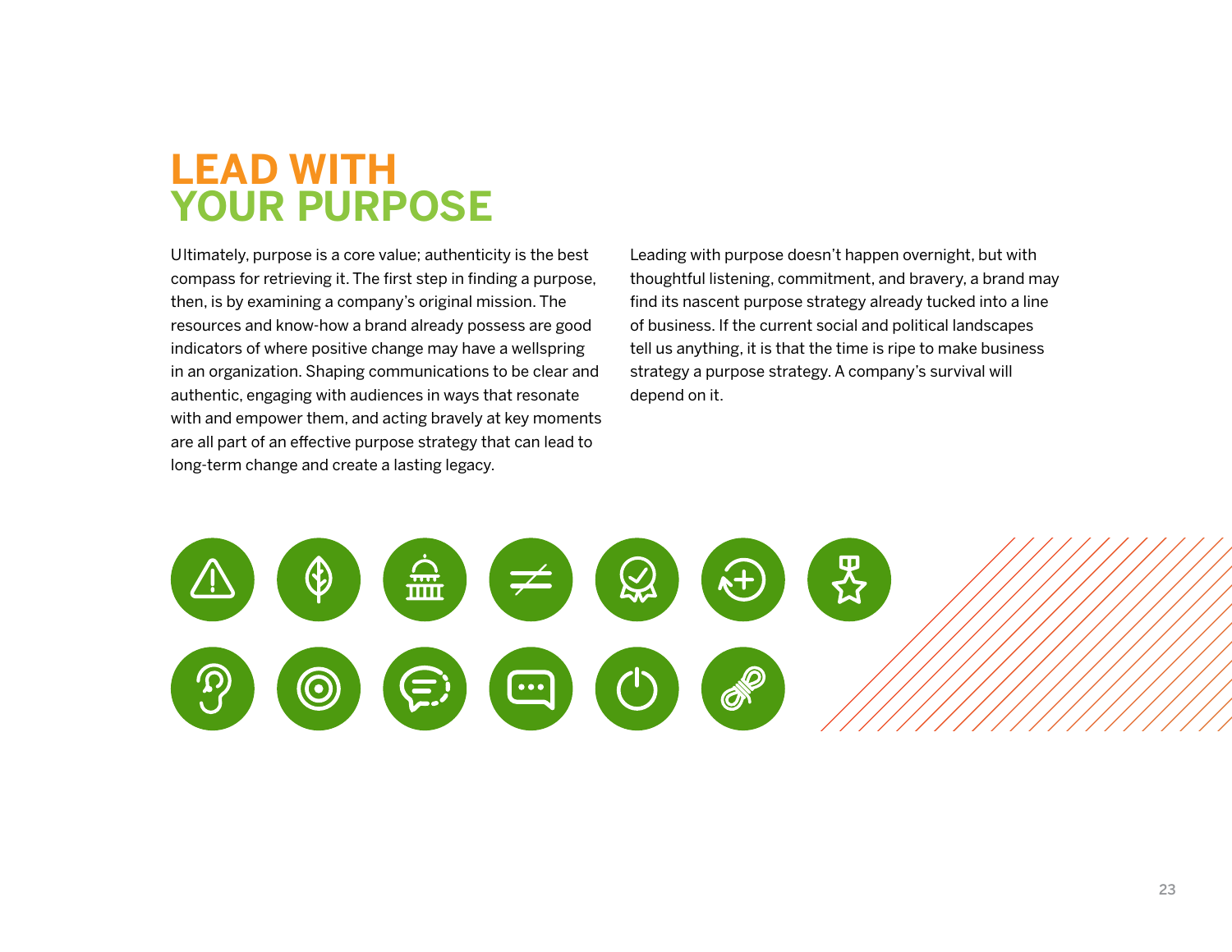# LEAD WITH YOUR PURPOSE

Ultimately, purpose is a core value; authenticity is the best compass for retrieving it. The first step in finding a purpose, then, is by examining a company's original mission. The resources and know-how a brand already possess are good indicators of where positive change may have a wellspring in an organization. Shaping communications to be clear and authentic, engaging with audiences in ways that resonate with and empower them, and acting bravely at key moments are all part of an effective purpose strategy that can lead to long-term change and create a lasting legacy.

Leading with purpose doesn't happen overnight, but with thoughtful listening, commitment, and bravery, a brand may find its nascent purpose strategy already tucked into a line of business. If the current social and political landscapes tell us anything, it is that the time is ripe to make business strategy a purpose strategy. A company's survival will depend on it.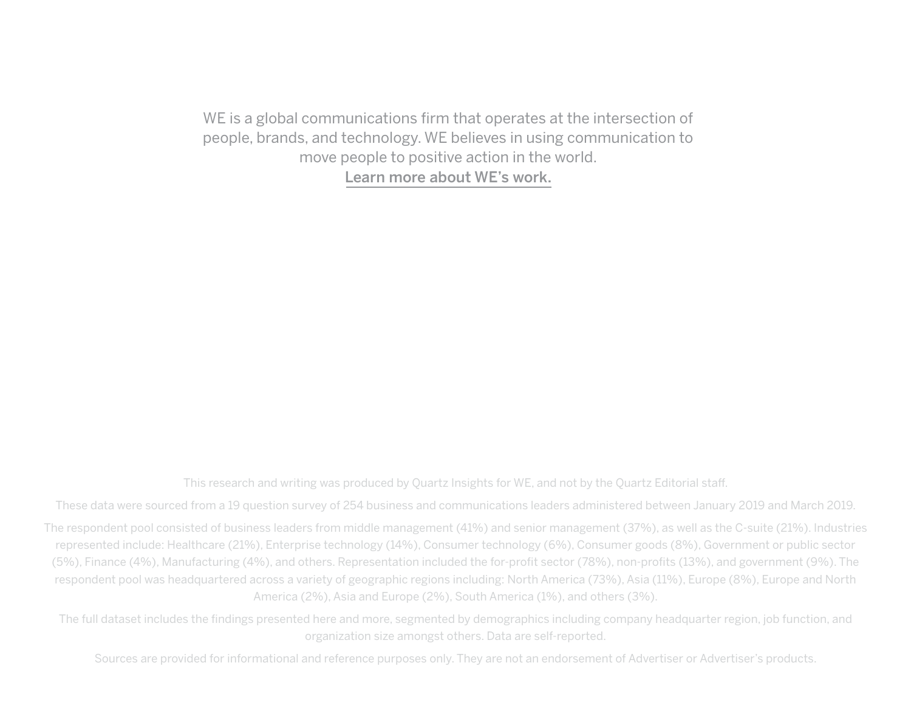WE is a global communications firm that operates at the intersection of people, brands, and technology. WE believes in using communication to move people to positive action in the world.

**Learn more about WE's work.**

This research and writing was produced by Quartz Insights for WE, and not by the Quartz Editorial staff.

These data were sourced from a 19 question survey of 254 business and communications leaders administered between January 2019 and March 2019.

The respondent pool consisted of business leaders from middle management (41%) and senior management (37%), as well as the C-suite (21%). Industries represented include: Healthcare (21%), Enterprise technology (14%), Consumer technology (6%), Consumer goods (8%), Government or public sector (5%), Finance (4%), Manufacturing (4%), and others. Representation included the for-profit sector (78%), non-profits (13%), and government (9%). The respondent pool was headquartered across a variety of geographic regions including: North America (73%), Asia (11%), Europe (8%), Europe and North America (2%), Asia and Europe (2%), South America (1%), and others (3%).

The full dataset includes the findings presented here and more, segmented by demographics including company headquarter region, job function, and organization size amongst others. Data are self-reported.

Sources are provided for informational and reference purposes only. They are not an endorsement of Advertiser or Advertiser's products.